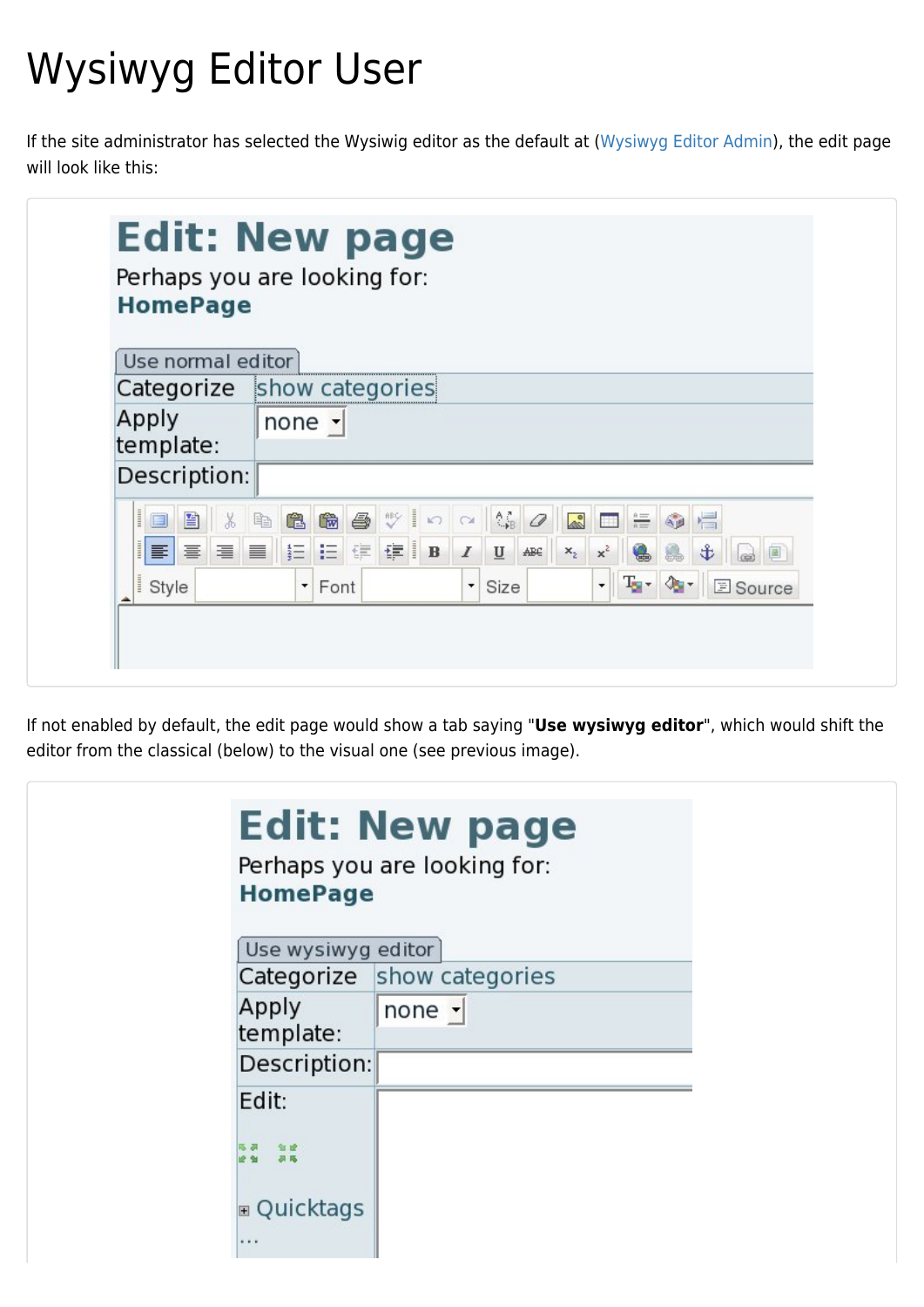# Wysiwyg Editor User

If the site administrator has selected the Wysiwig editor as the default at (Wysiwyg Editor Admin), the edit page will look like this:

If not enabled by default, the edit page would show a tab saying "**Use wysiwyg editor**", which would shift the editor from the classical (below) to the visual one (see previous image).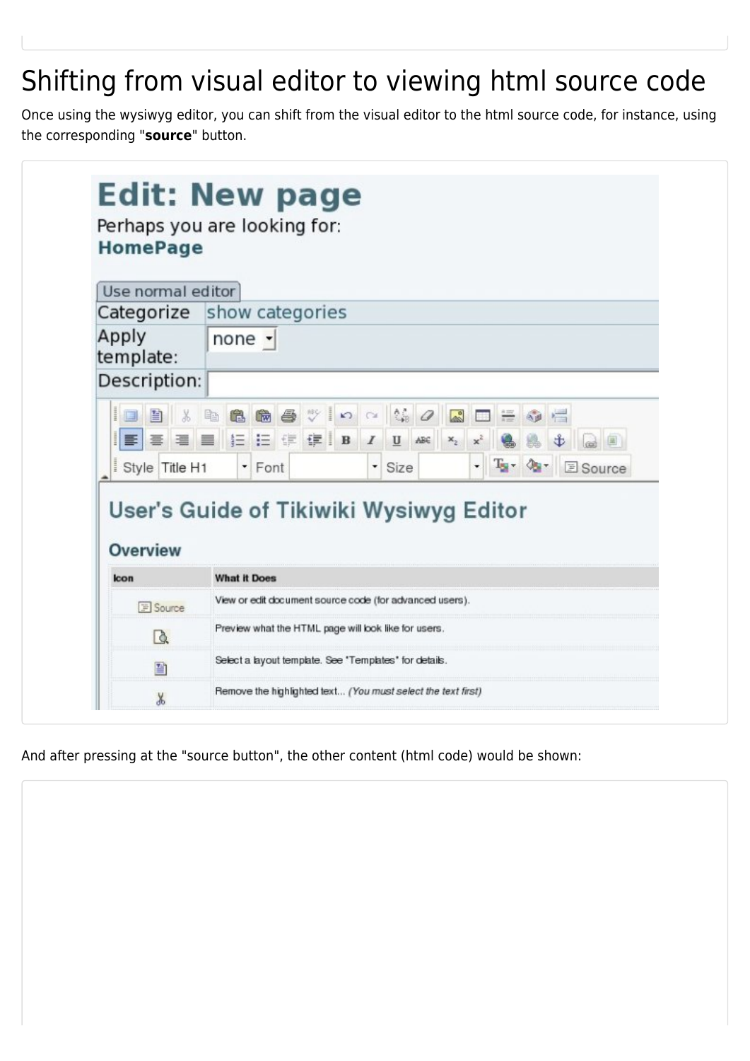# Shifting from visual editor to viewing html source code

Once using the wysiwyg editor, you can shift from the visual editor to the html source code, for instance, using the corresponding "**source**" button.

And after pressing at the "source button", the other content (html code) would be shown: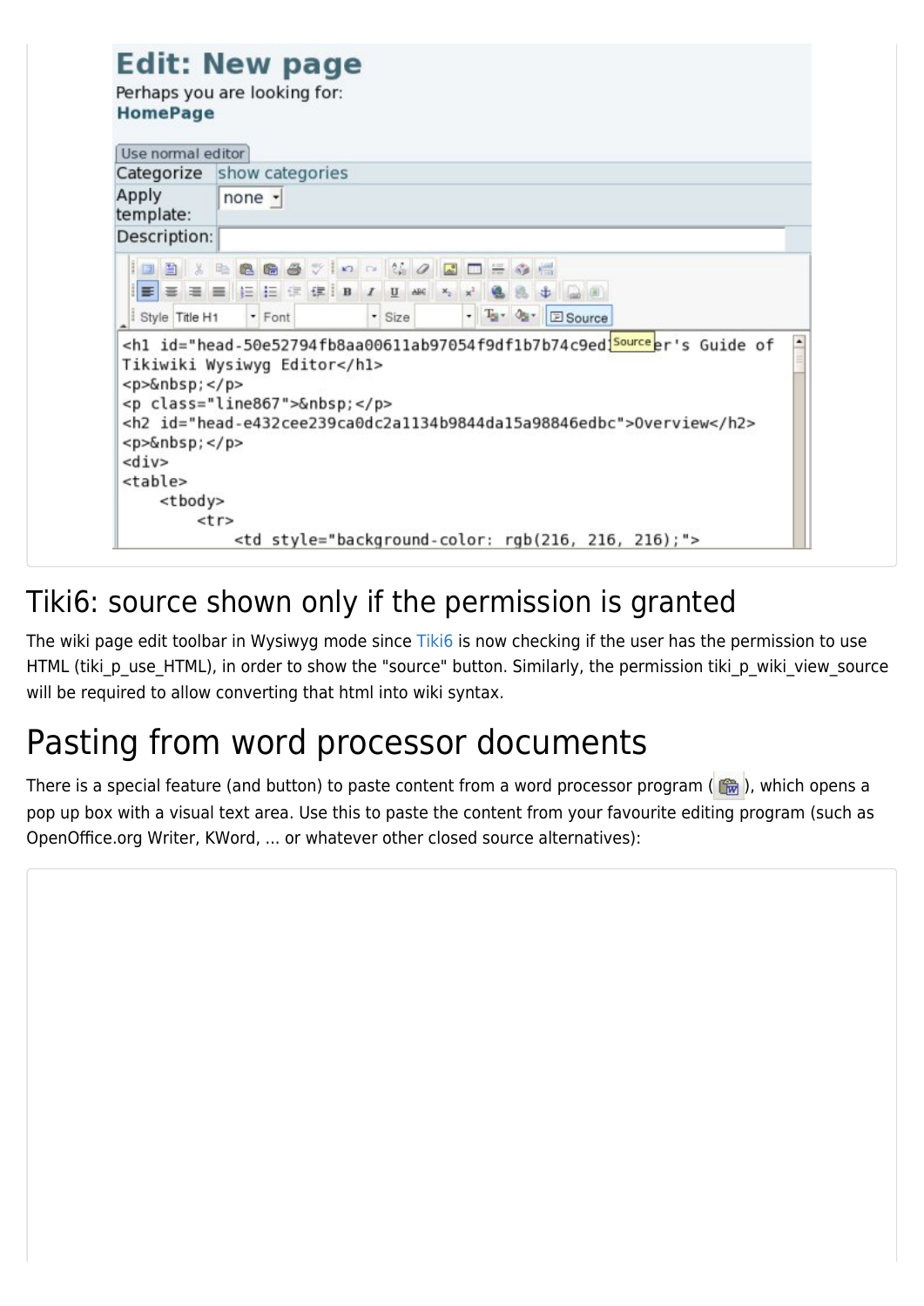## Tiki6: source shown only if the permission is granted

The wiki page edit toolbar in Wysiwyg mode since Tiki6 is now checking if the user has the permission to use HTML (tiki_p_use_HTML), in order to show the "source" button. Similarly, the permission tiki_p_wiki_view_source will be required to allow converting that html into wiki syntax.

## Pasting from word processor documents

There is a special feature (and button) to paste content from a word processor program ( ), which opens a pop up box with a visual text area. Use this to paste the content from your favourite editing program (such as OpenOffice.org Writer, KWord, ... or whatever other closed source alternatives):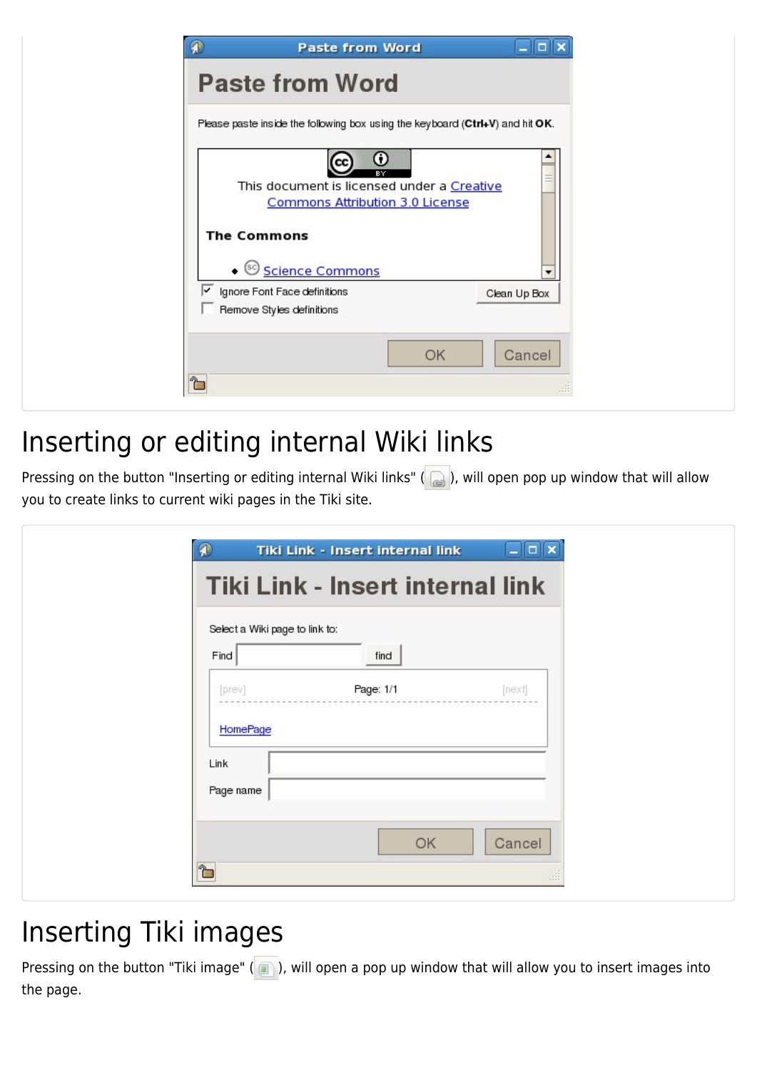# Inserting or editing internal Wiki links

Pressing on the button "Inserting or editing internal Wiki links" ( ), will open pop up window that will allow you to create links to current wiki pages in the Tiki site.

# Inserting Tiki images

Pressing on the button "Tiki image" ( ), will open a pop up window that will allow you to insert images into the page.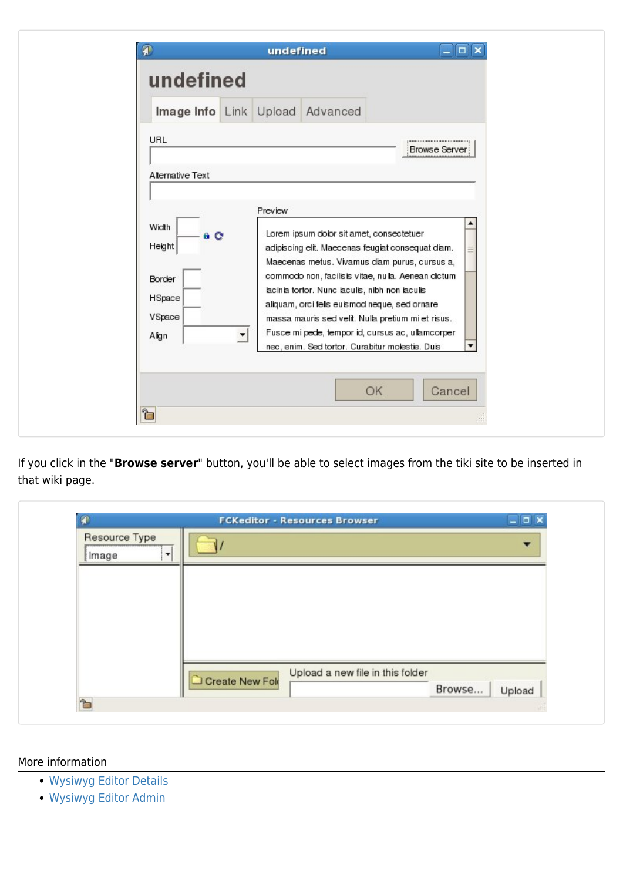If you click in the "**Browse server**" button, you'll be able to select images from the tiki site to be inserted in that wiki page.

More information

- Wysiwyg Editor Details
- Wysiwyg Editor Admin